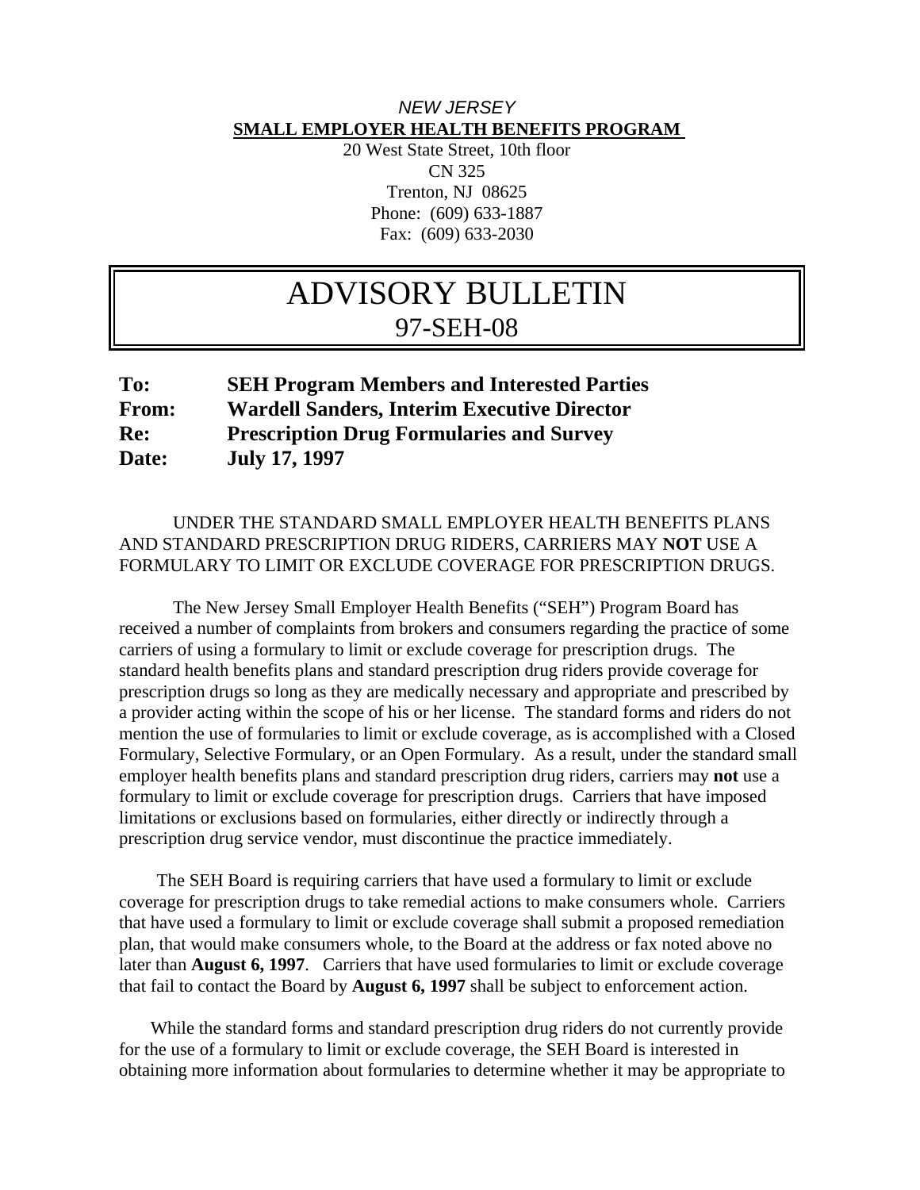*NEW JERSEY*

**SMALL EMPLOYER HEALTH BENEFITS PROGRAM**

20 West State Street, 10th floor
CN 325
Trenton, NJ 08625
Phone: (609) 633-1887
Fax: (609) 633-2030

# ADVISORY BULLETIN
## 97-SEH-08

**To:** **SEH Program Members and Interested Parties**
**From:** **Wardell Sanders, Interim Executive Director**
**Re:** **Prescription Drug Formularies and Survey**
**Date:** **July 17, 1997**

UNDER THE STANDARD SMALL EMPLOYER HEALTH BENEFITS PLANS AND STANDARD PRESCRIPTION DRUG RIDERS, CARRIERS MAY **NOT** USE A FORMULARY TO LIMIT OR EXCLUDE COVERAGE FOR PRESCRIPTION DRUGS.

The New Jersey Small Employer Health Benefits ("SEH") Program Board has received a number of complaints from brokers and consumers regarding the practice of some carriers of using a formulary to limit or exclude coverage for prescription drugs. The standard health benefits plans and standard prescription drug riders provide coverage for prescription drugs so long as they are medically necessary and appropriate and prescribed by a provider acting within the scope of his or her license. The standard forms and riders do not mention the use of formularies to limit or exclude coverage, as is accomplished with a Closed Formulary, Selective Formulary, or an Open Formulary. As a result, under the standard small employer health benefits plans and standard prescription drug riders, carriers may **not** use a formulary to limit or exclude coverage for prescription drugs. Carriers that have imposed limitations or exclusions based on formularies, either directly or indirectly through a prescription drug service vendor, must discontinue the practice immediately.

The SEH Board is requiring carriers that have used a formulary to limit or exclude coverage for prescription drugs to take remedial actions to make consumers whole. Carriers that have used a formulary to limit or exclude coverage shall submit a proposed remediation plan, that would make consumers whole, to the Board at the address or fax noted above no later than **August 6, 1997**. Carriers that have used formularies to limit or exclude coverage that fail to contact the Board by **August 6, 1997** shall be subject to enforcement action.

While the standard forms and standard prescription drug riders do not currently provide for the use of a formulary to limit or exclude coverage, the SEH Board is interested in obtaining more information about formularies to determine whether it may be appropriate to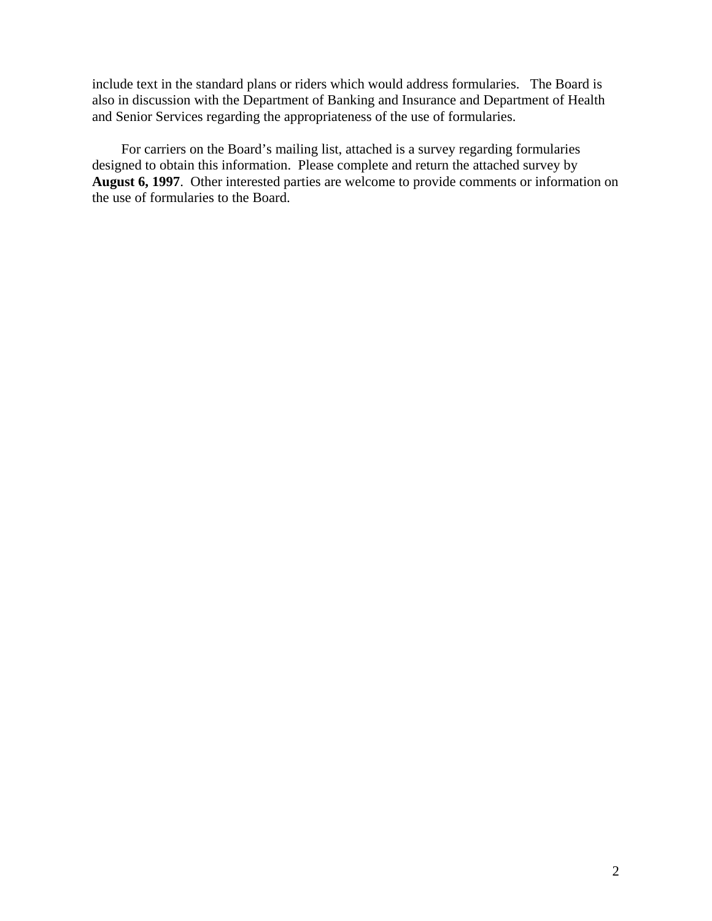include text in the standard plans or riders which would address formularies. The Board is also in discussion with the Department of Banking and Insurance and Department of Health and Senior Services regarding the appropriateness of the use of formularies.

For carriers on the Board's mailing list, attached is a survey regarding formularies designed to obtain this information. Please complete and return the attached survey by **August 6, 1997**. Other interested parties are welcome to provide comments or information on the use of formularies to the Board.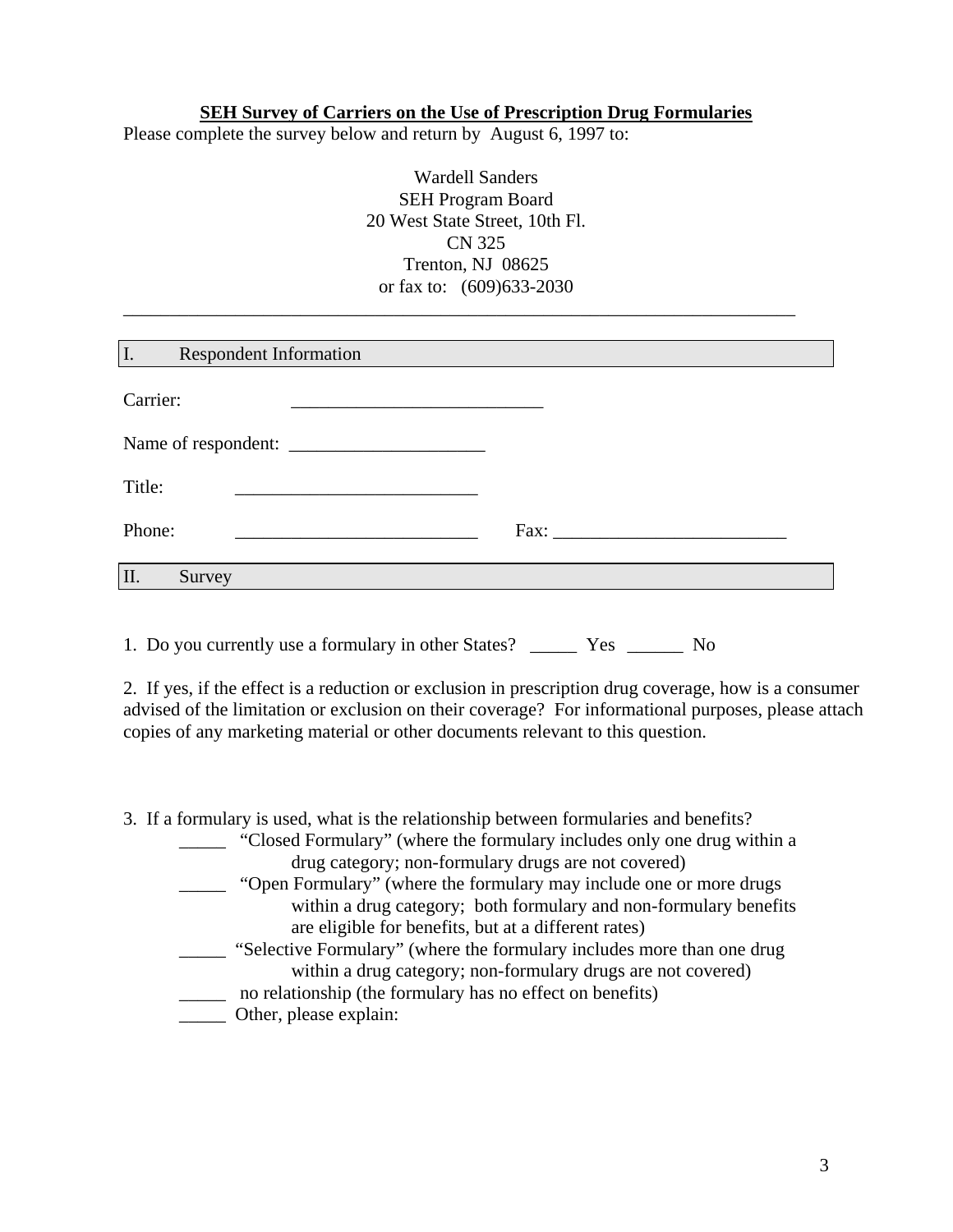## SEH Survey of Carriers on the Use of Prescription Drug Formularies

Please complete the survey below and return by August 6, 1997 to:

Wardell Sanders
SEH Program Board
20 West State Street, 10th Fl.
CN 325
Trenton, NJ 08625
or fax to: (609)633-2030

---

### I. Respondent Information

Carrier: ___________________________

Name of respondent: _____________________

Title: __________________________

Phone: __________________________ Fax: _________________________

### II. Survey

1. Do you currently use a formulary in other States? _____ Yes ______ No

2. If yes, if the effect is a reduction or exclusion in prescription drug coverage, how is a consumer advised of the limitation or exclusion on their coverage? For informational purposes, please attach copies of any marketing material or other documents relevant to this question.

3. If a formulary is used, what is the relationship between formularies and benefits?

_____ "Closed Formulary" (where the formulary includes only one drug within a drug category; non-formulary drugs are not covered)

_____ "Open Formulary" (where the formulary may include one or more drugs within a drug category; both formulary and non-formulary benefits are eligible for benefits, but at a different rates)

_____ "Selective Formulary" (where the formulary includes more than one drug within a drug category; non-formulary drugs are not covered)

_____ no relationship (the formulary has no effect on benefits)

_____ Other, please explain: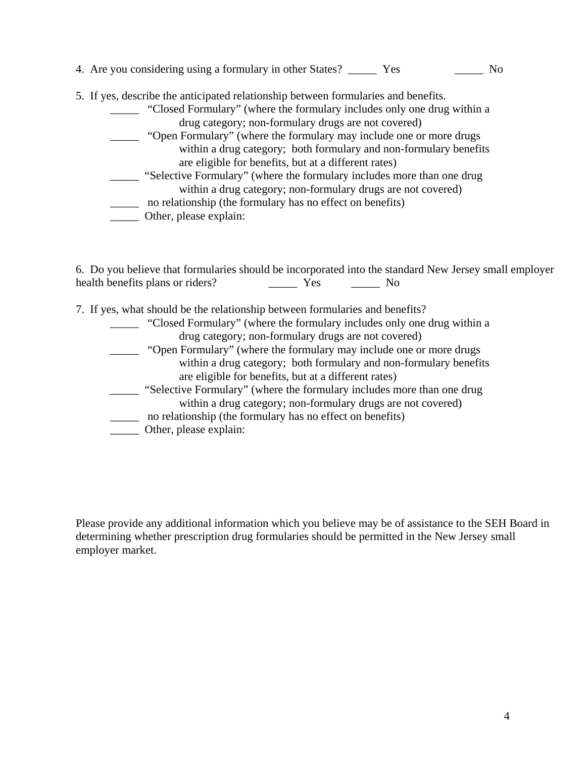4. Are you considering using a formulary in other States? _____ Yes _____ No

5. If yes, describe the anticipated relationship between formularies and benefits.

- _____ "Closed Formulary" (where the formulary includes only one drug within a drug category; non-formulary drugs are not covered)
- _____ "Open Formulary" (where the formulary may include one or more drugs within a drug category; both formulary and non-formulary benefits are eligible for benefits, but at a different rates)
- _____ "Selective Formulary" (where the formulary includes more than one drug within a drug category; non-formulary drugs are not covered)
- _____ no relationship (the formulary has no effect on benefits)
- _____ Other, please explain:

6. Do you believe that formularies should be incorporated into the standard New Jersey small employer health benefits plans or riders? _____ Yes _____ No

7. If yes, what should be the relationship between formularies and benefits?

- _____ "Closed Formulary" (where the formulary includes only one drug within a drug category; non-formulary drugs are not covered)
- _____ "Open Formulary" (where the formulary may include one or more drugs within a drug category; both formulary and non-formulary benefits are eligible for benefits, but at a different rates)
- _____ "Selective Formulary" (where the formulary includes more than one drug within a drug category; non-formulary drugs are not covered)
- _____ no relationship (the formulary has no effect on benefits)
- _____ Other, please explain:

Please provide any additional information which you believe may be of assistance to the SEH Board in determining whether prescription drug formularies should be permitted in the New Jersey small employer market.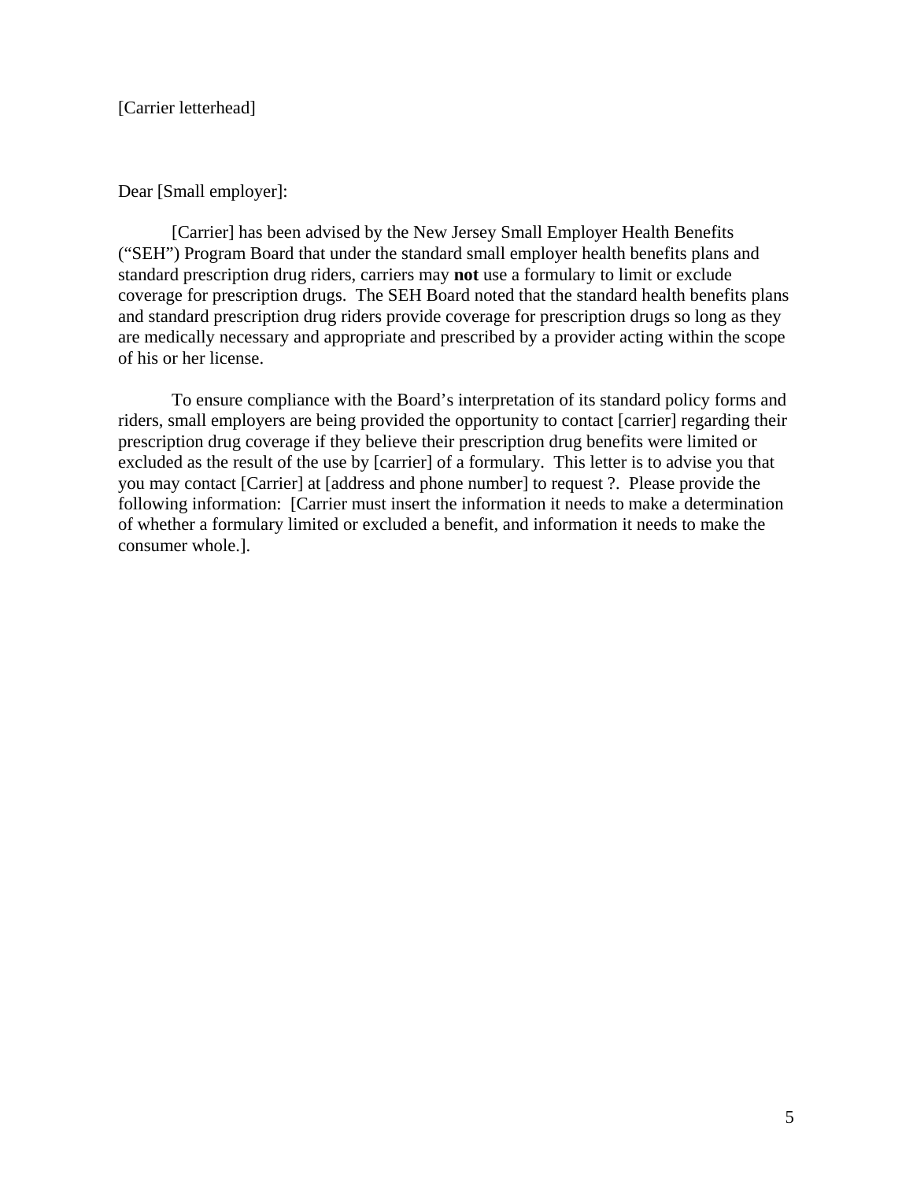[Carrier letterhead]

Dear [Small employer]:

[Carrier] has been advised by the New Jersey Small Employer Health Benefits ("SEH") Program Board that under the standard small employer health benefits plans and standard prescription drug riders, carriers may **not** use a formulary to limit or exclude coverage for prescription drugs. The SEH Board noted that the standard health benefits plans and standard prescription drug riders provide coverage for prescription drugs so long as they are medically necessary and appropriate and prescribed by a provider acting within the scope of his or her license.

To ensure compliance with the Board's interpretation of its standard policy forms and riders, small employers are being provided the opportunity to contact [carrier] regarding their prescription drug coverage if they believe their prescription drug benefits were limited or excluded as the result of the use by [carrier] of a formulary. This letter is to advise you that you may contact [Carrier] at [address and phone number] to request ?. Please provide the following information: [Carrier must insert the information it needs to make a determination of whether a formulary limited or excluded a benefit, and information it needs to make the consumer whole.].